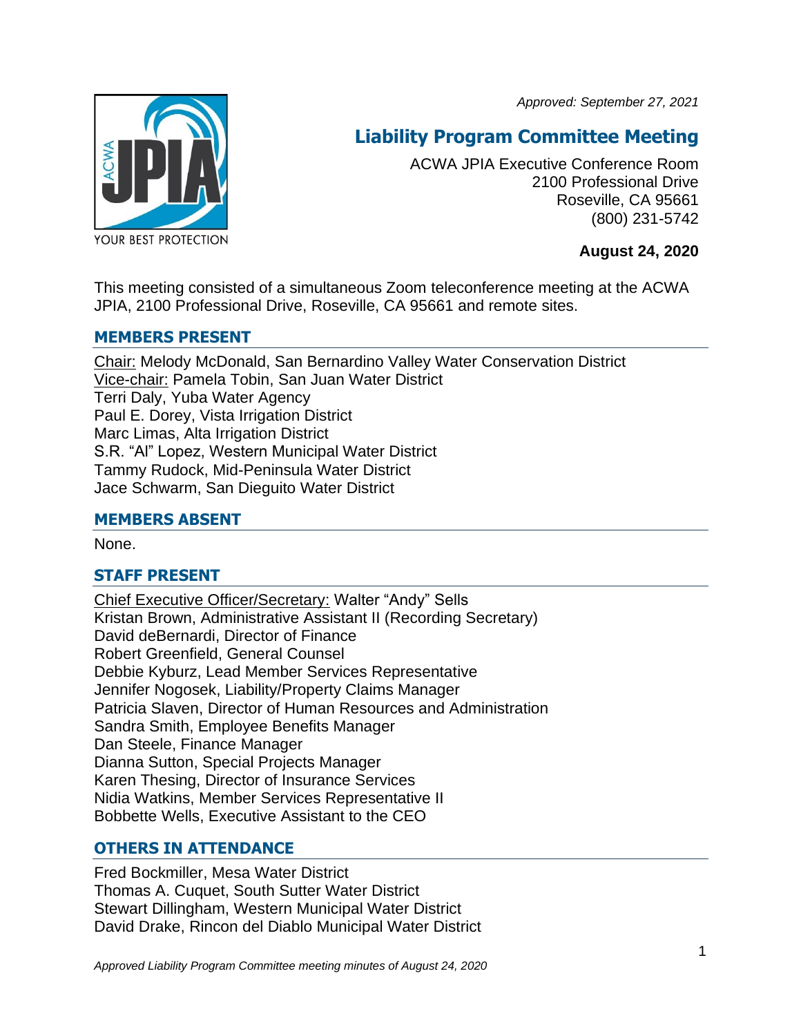*Approved: September 27, 2021*

# Liability Program Committee Meeting

ACWA JPIA Executive Conference Room
2100 Professional Drive
Roseville, CA 95661
(800) 231-5742

**August 24, 2020**

This meeting consisted of a simultaneous Zoom teleconference meeting at the ACWA JPIA, 2100 Professional Drive, Roseville, CA 95661 and remote sites.

## MEMBERS PRESENT

Chair: Melody McDonald, San Bernardino Valley Water Conservation District
Vice-chair: Pamela Tobin, San Juan Water District
Terri Daly, Yuba Water Agency
Paul E. Dorey, Vista Irrigation District
Marc Limas, Alta Irrigation District
S.R. "Al" Lopez, Western Municipal Water District
Tammy Rudock, Mid-Peninsula Water District
Jace Schwarm, San Dieguito Water District

## MEMBERS ABSENT

None.

## STAFF PRESENT

Chief Executive Officer/Secretary: Walter "Andy" Sells
Kristan Brown, Administrative Assistant II (Recording Secretary)
David deBernardi, Director of Finance
Robert Greenfield, General Counsel
Debbie Kyburz, Lead Member Services Representative
Jennifer Nogosek, Liability/Property Claims Manager
Patricia Slaven, Director of Human Resources and Administration
Sandra Smith, Employee Benefits Manager
Dan Steele, Finance Manager
Dianna Sutton, Special Projects Manager
Karen Thesing, Director of Insurance Services
Nidia Watkins, Member Services Representative II
Bobbette Wells, Executive Assistant to the CEO

## OTHERS IN ATTENDANCE

Fred Bockmiller, Mesa Water District
Thomas A. Cuquet, South Sutter Water District
Stewart Dillingham, Western Municipal Water District
David Drake, Rincon del Diablo Municipal Water District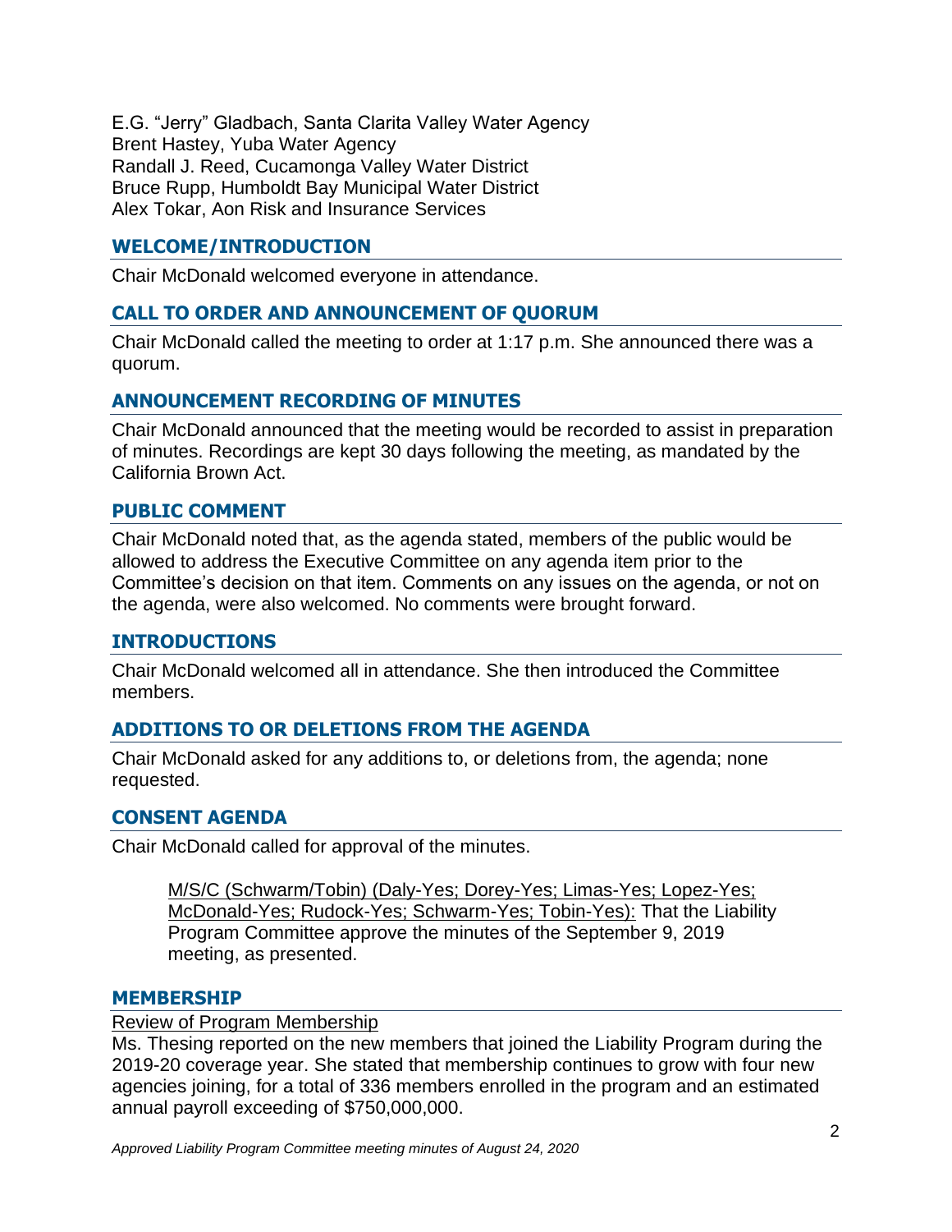E.G. “Jerry” Gladbach, Santa Clarita Valley Water Agency
Brent Hastey, Yuba Water Agency
Randall J. Reed, Cucamonga Valley Water District
Bruce Rupp, Humboldt Bay Municipal Water District
Alex Tokar, Aon Risk and Insurance Services

## WELCOME/INTRODUCTION

Chair McDonald welcomed everyone in attendance.

## CALL TO ORDER AND ANNOUNCEMENT OF QUORUM

Chair McDonald called the meeting to order at 1:17 p.m. She announced there was a quorum.

## ANNOUNCEMENT RECORDING OF MINUTES

Chair McDonald announced that the meeting would be recorded to assist in preparation of minutes. Recordings are kept 30 days following the meeting, as mandated by the California Brown Act.

## PUBLIC COMMENT

Chair McDonald noted that, as the agenda stated, members of the public would be allowed to address the Executive Committee on any agenda item prior to the Committee’s decision on that item. Comments on any issues on the agenda, or not on the agenda, were also welcomed. No comments were brought forward.

## INTRODUCTIONS

Chair McDonald welcomed all in attendance. She then introduced the Committee members.

## ADDITIONS TO OR DELETIONS FROM THE AGENDA

Chair McDonald asked for any additions to, or deletions from, the agenda; none requested.

## CONSENT AGENDA

Chair McDonald called for approval of the minutes.

> M/S/C (Schwarm/Tobin) (Daly-Yes; Dorey-Yes; Limas-Yes; Lopez-Yes; McDonald-Yes; Rudock-Yes; Schwarm-Yes; Tobin-Yes): That the Liability Program Committee approve the minutes of the September 9, 2019 meeting, as presented.

## MEMBERSHIP

Review of Program Membership

Ms. Thesing reported on the new members that joined the Liability Program during the 2019-20 coverage year. She stated that membership continues to grow with four new agencies joining, for a total of 336 members enrolled in the program and an estimated annual payroll exceeding of $750,000,000.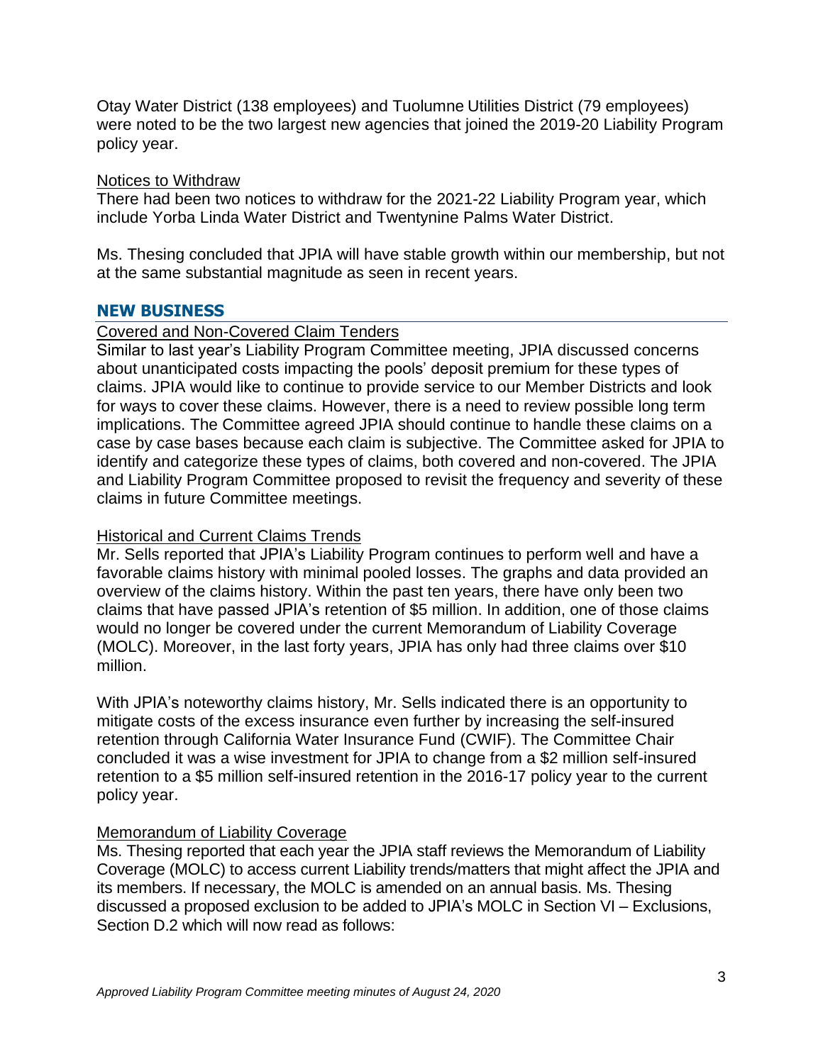Otay Water District (138 employees) and Tuolumne Utilities District (79 employees) were noted to be the two largest new agencies that joined the 2019-20 Liability Program policy year.

Notices to Withdraw

There had been two notices to withdraw for the 2021-22 Liability Program year, which include Yorba Linda Water District and Twentynine Palms Water District.

Ms. Thesing concluded that JPIA will have stable growth within our membership, but not at the same substantial magnitude as seen in recent years.

## NEW BUSINESS

Covered and Non-Covered Claim Tenders

Similar to last year's Liability Program Committee meeting, JPIA discussed concerns about unanticipated costs impacting the pools' deposit premium for these types of claims. JPIA would like to continue to provide service to our Member Districts and look for ways to cover these claims. However, there is a need to review possible long term implications. The Committee agreed JPIA should continue to handle these claims on a case by case bases because each claim is subjective. The Committee asked for JPIA to identify and categorize these types of claims, both covered and non-covered. The JPIA and Liability Program Committee proposed to revisit the frequency and severity of these claims in future Committee meetings.

Historical and Current Claims Trends

Mr. Sells reported that JPIA's Liability Program continues to perform well and have a favorable claims history with minimal pooled losses. The graphs and data provided an overview of the claims history. Within the past ten years, there have only been two claims that have passed JPIA's retention of $5 million. In addition, one of those claims would no longer be covered under the current Memorandum of Liability Coverage (MOLC). Moreover, in the last forty years, JPIA has only had three claims over $10 million.

With JPIA's noteworthy claims history, Mr. Sells indicated there is an opportunity to mitigate costs of the excess insurance even further by increasing the self-insured retention through California Water Insurance Fund (CWIF). The Committee Chair concluded it was a wise investment for JPIA to change from a $2 million self-insured retention to a $5 million self-insured retention in the 2016-17 policy year to the current policy year.

Memorandum of Liability Coverage

Ms. Thesing reported that each year the JPIA staff reviews the Memorandum of Liability Coverage (MOLC) to access current Liability trends/matters that might affect the JPIA and its members. If necessary, the MOLC is amended on an annual basis. Ms. Thesing discussed a proposed exclusion to be added to JPIA's MOLC in Section VI – Exclusions, Section D.2 which will now read as follows: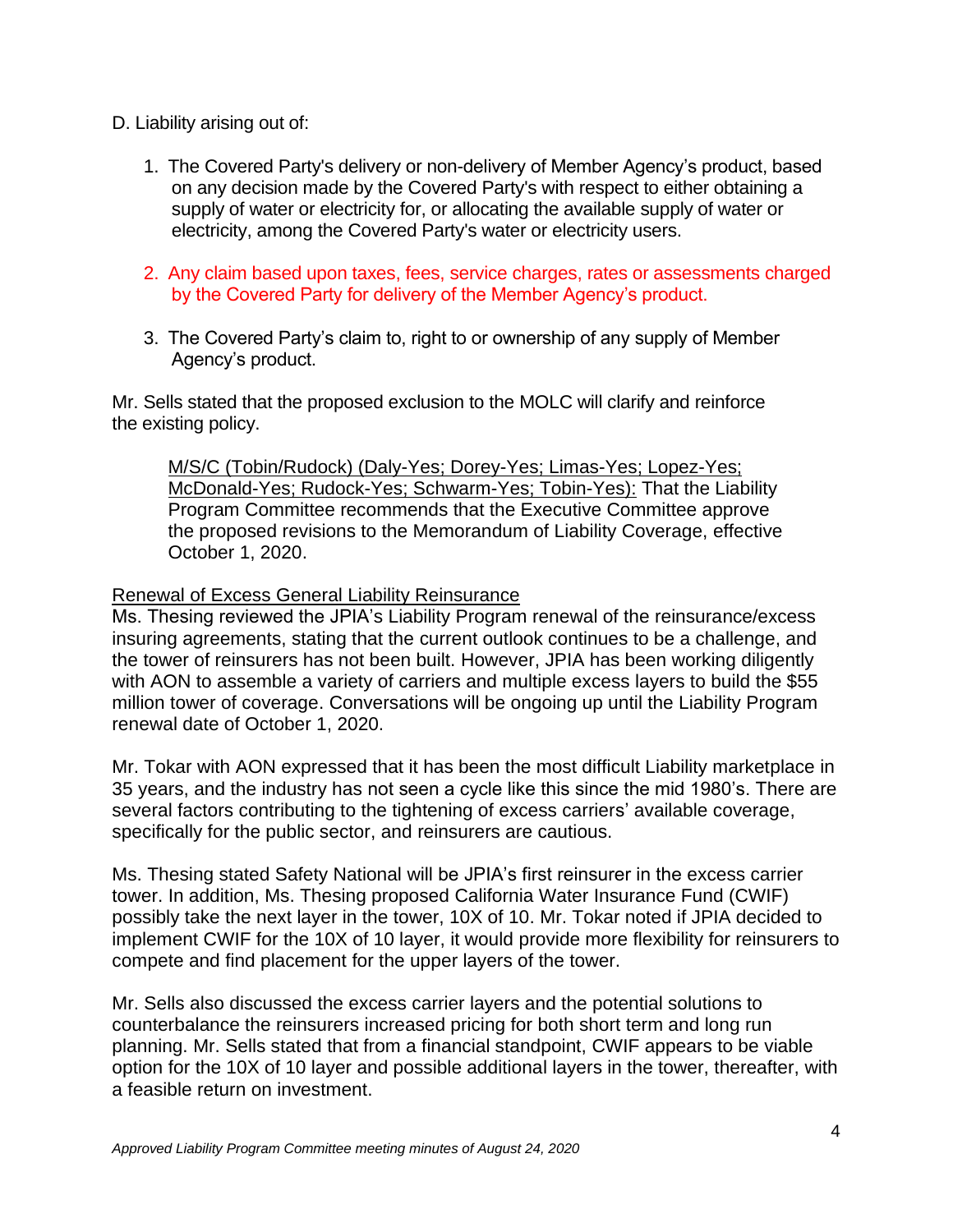D. Liability arising out of:

1. The Covered Party's delivery or non-delivery of Member Agency's product, based on any decision made by the Covered Party's with respect to either obtaining a supply of water or electricity for, or allocating the available supply of water or electricity, among the Covered Party's water or electricity users.

2. Any claim based upon taxes, fees, service charges, rates or assessments charged by the Covered Party for delivery of the Member Agency's product.

3. The Covered Party's claim to, right to or ownership of any supply of Member Agency's product.

Mr. Sells stated that the proposed exclusion to the MOLC will clarify and reinforce the existing policy.

> M/S/C (Tobin/Rudock) (Daly-Yes; Dorey-Yes; Limas-Yes; Lopez-Yes; McDonald-Yes; Rudock-Yes; Schwarm-Yes; Tobin-Yes): That the Liability Program Committee recommends that the Executive Committee approve the proposed revisions to the Memorandum of Liability Coverage, effective October 1, 2020.

Renewal of Excess General Liability Reinsurance

Ms. Thesing reviewed the JPIA's Liability Program renewal of the reinsurance/excess insuring agreements, stating that the current outlook continues to be a challenge, and the tower of reinsurers has not been built. However, JPIA has been working diligently with AON to assemble a variety of carriers and multiple excess layers to build the $55 million tower of coverage. Conversations will be ongoing up until the Liability Program renewal date of October 1, 2020.

Mr. Tokar with AON expressed that it has been the most difficult Liability marketplace in 35 years, and the industry has not seen a cycle like this since the mid 1980's. There are several factors contributing to the tightening of excess carriers' available coverage, specifically for the public sector, and reinsurers are cautious.

Ms. Thesing stated Safety National will be JPIA's first reinsurer in the excess carrier tower. In addition, Ms. Thesing proposed California Water Insurance Fund (CWIF) possibly take the next layer in the tower, 10X of 10. Mr. Tokar noted if JPIA decided to implement CWIF for the 10X of 10 layer, it would provide more flexibility for reinsurers to compete and find placement for the upper layers of the tower.

Mr. Sells also discussed the excess carrier layers and the potential solutions to counterbalance the reinsurers increased pricing for both short term and long run planning. Mr. Sells stated that from a financial standpoint, CWIF appears to be viable option for the 10X of 10 layer and possible additional layers in the tower, thereafter, with a feasible return on investment.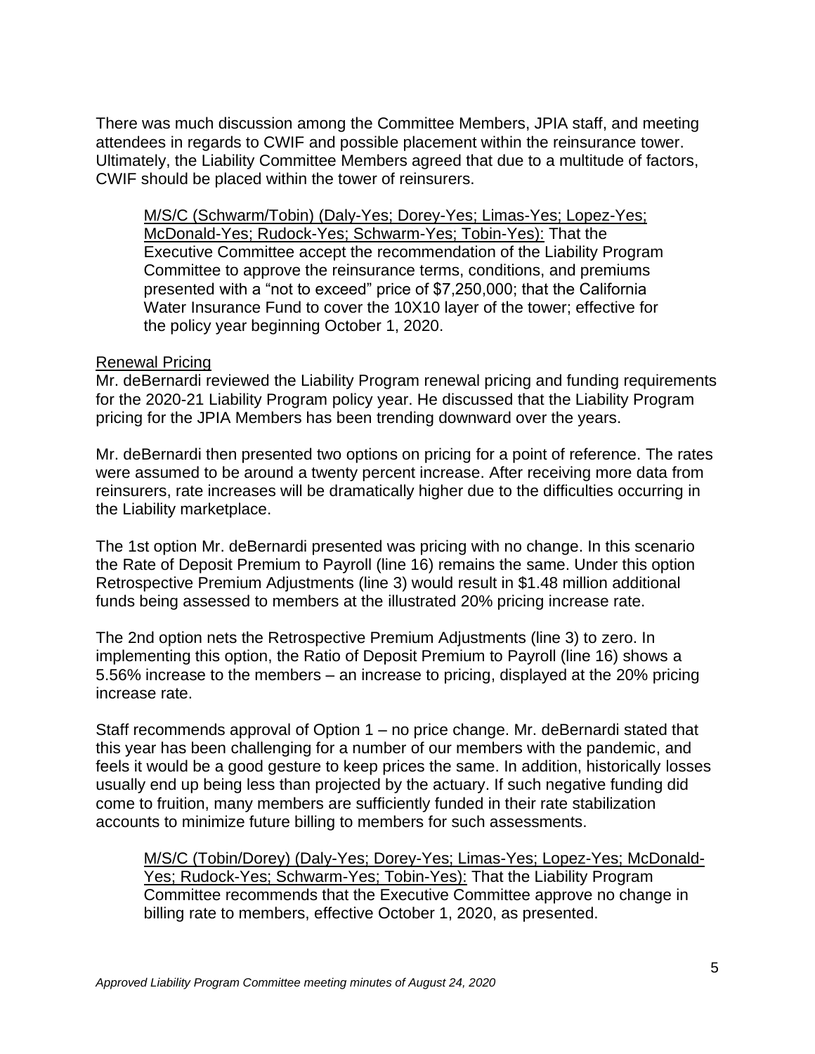There was much discussion among the Committee Members, JPIA staff, and meeting attendees in regards to CWIF and possible placement within the reinsurance tower. Ultimately, the Liability Committee Members agreed that due to a multitude of factors, CWIF should be placed within the tower of reinsurers.

> M/S/C (Schwarm/Tobin) (Daly-Yes; Dorey-Yes; Limas-Yes; Lopez-Yes; McDonald-Yes; Rudock-Yes; Schwarm-Yes; Tobin-Yes): That the Executive Committee accept the recommendation of the Liability Program Committee to approve the reinsurance terms, conditions, and premiums presented with a "not to exceed" price of $7,250,000; that the California Water Insurance Fund to cover the 10X10 layer of the tower; effective for the policy year beginning October 1, 2020.

Renewal Pricing

Mr. deBernardi reviewed the Liability Program renewal pricing and funding requirements for the 2020-21 Liability Program policy year. He discussed that the Liability Program pricing for the JPIA Members has been trending downward over the years.

Mr. deBernardi then presented two options on pricing for a point of reference. The rates were assumed to be around a twenty percent increase. After receiving more data from reinsurers, rate increases will be dramatically higher due to the difficulties occurring in the Liability marketplace.

The 1st option Mr. deBernardi presented was pricing with no change. In this scenario the Rate of Deposit Premium to Payroll (line 16) remains the same. Under this option Retrospective Premium Adjustments (line 3) would result in $1.48 million additional funds being assessed to members at the illustrated 20% pricing increase rate.

The 2nd option nets the Retrospective Premium Adjustments (line 3) to zero. In implementing this option, the Ratio of Deposit Premium to Payroll (line 16) shows a 5.56% increase to the members – an increase to pricing, displayed at the 20% pricing increase rate.

Staff recommends approval of Option 1 – no price change. Mr. deBernardi stated that this year has been challenging for a number of our members with the pandemic, and feels it would be a good gesture to keep prices the same. In addition, historically losses usually end up being less than projected by the actuary. If such negative funding did come to fruition, many members are sufficiently funded in their rate stabilization accounts to minimize future billing to members for such assessments.

> M/S/C (Tobin/Dorey) (Daly-Yes; Dorey-Yes; Limas-Yes; Lopez-Yes; McDonald-Yes; Rudock-Yes; Schwarm-Yes; Tobin-Yes): That the Liability Program Committee recommends that the Executive Committee approve no change in billing rate to members, effective October 1, 2020, as presented.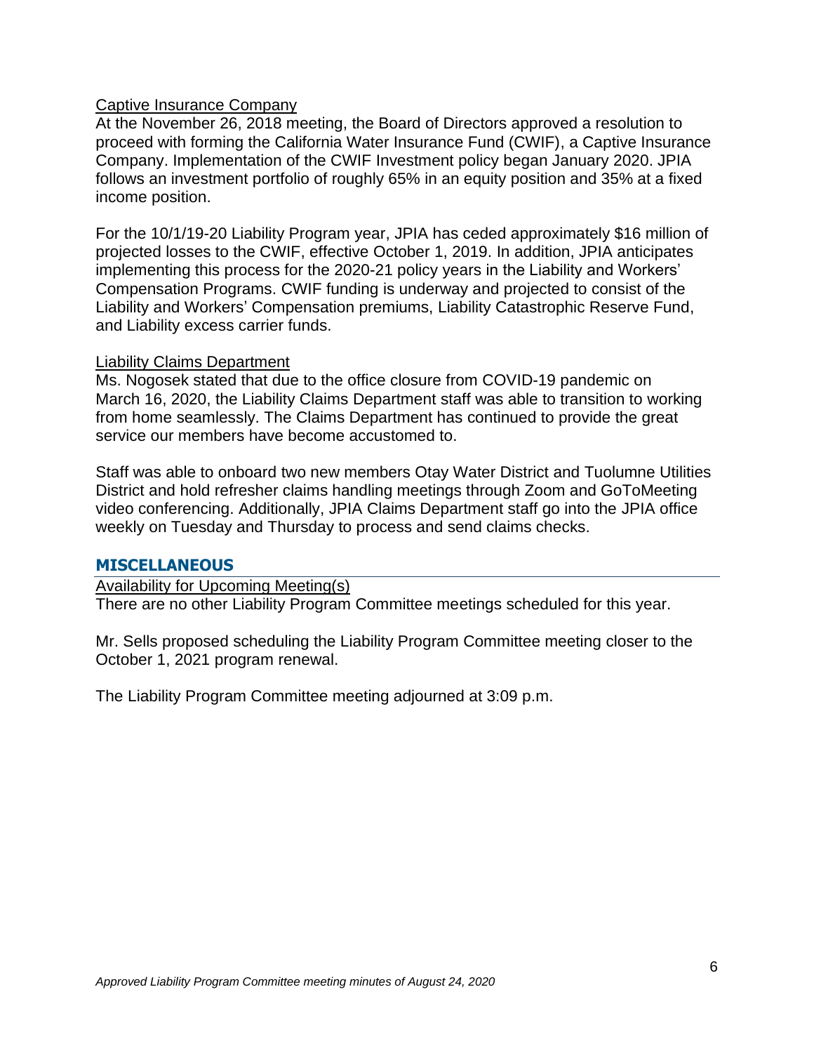Captive Insurance Company

At the November 26, 2018 meeting, the Board of Directors approved a resolution to proceed with forming the California Water Insurance Fund (CWIF), a Captive Insurance Company. Implementation of the CWIF Investment policy began January 2020. JPIA follows an investment portfolio of roughly 65% in an equity position and 35% at a fixed income position.

For the 10/1/19-20 Liability Program year, JPIA has ceded approximately $16 million of projected losses to the CWIF, effective October 1, 2019. In addition, JPIA anticipates implementing this process for the 2020-21 policy years in the Liability and Workers' Compensation Programs. CWIF funding is underway and projected to consist of the Liability and Workers' Compensation premiums, Liability Catastrophic Reserve Fund, and Liability excess carrier funds.

Liability Claims Department

Ms. Nogosek stated that due to the office closure from COVID-19 pandemic on March 16, 2020, the Liability Claims Department staff was able to transition to working from home seamlessly. The Claims Department has continued to provide the great service our members have become accustomed to.

Staff was able to onboard two new members Otay Water District and Tuolumne Utilities District and hold refresher claims handling meetings through Zoom and GoToMeeting video conferencing. Additionally, JPIA Claims Department staff go into the JPIA office weekly on Tuesday and Thursday to process and send claims checks.

## MISCELLANEOUS

Availability for Upcoming Meeting(s)

There are no other Liability Program Committee meetings scheduled for this year.

Mr. Sells proposed scheduling the Liability Program Committee meeting closer to the October 1, 2021 program renewal.

The Liability Program Committee meeting adjourned at 3:09 p.m.